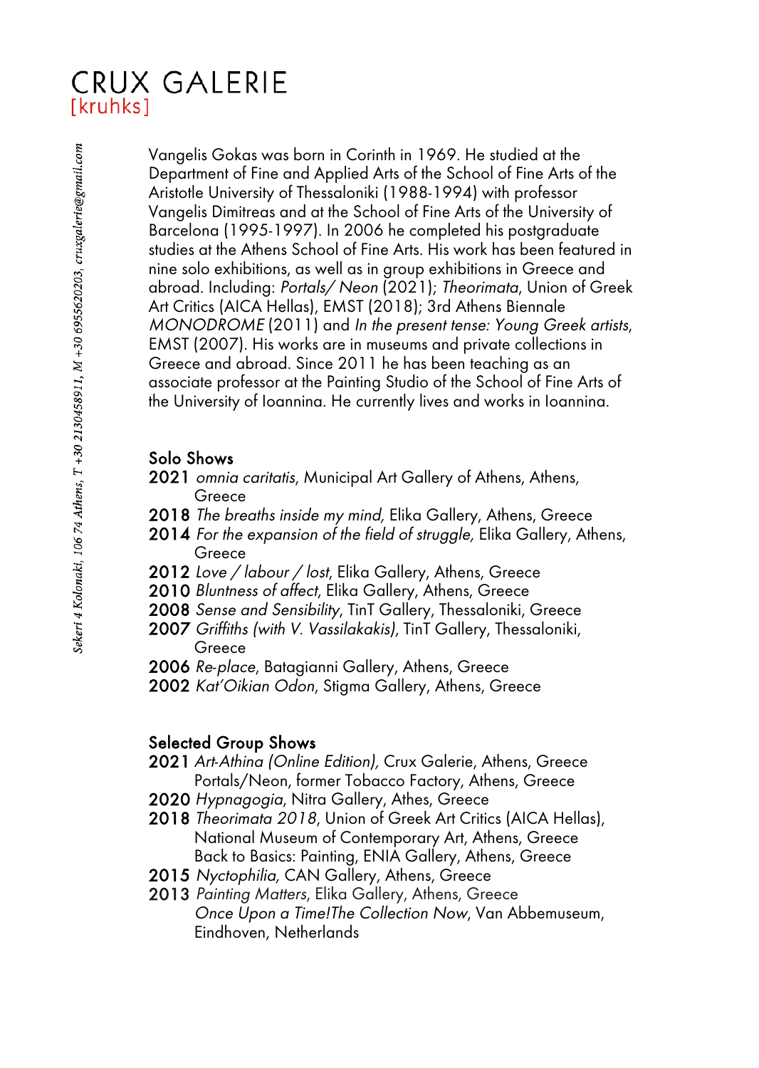# CRUX GALERIE
[kruhks]

Sekeri 4 Kolonaki, 106 74 Athens, T +30 2130458911, M +30 6955620203, cruxgalerie@gmail.com

Vangelis Gokas was born in Corinth in 1969. He studied at the Department of Fine and Applied Arts of the School of Fine Arts of the Aristotle University of Thessaloniki (1988-1994) with professor Vangelis Dimitreas and at the School of Fine Arts of the University of Barcelona (1995-1997). In 2006 he completed his postgraduate studies at the Athens School of Fine Arts. His work has been featured in nine solo exhibitions, as well as in group exhibitions in Greece and abroad. Including: *Portals/ Neon* (2021); *Theorimata*, Union of Greek Art Critics (AICA Hellas), EMST (2018); 3rd Athens Biennale *MONODROME* (2011) and *In the present tense: Young Greek artists*, EMST (2007). His works are in museums and private collections in Greece and abroad. Since 2011 he has been teaching as an associate professor at the Painting Studio of the School of Fine Arts of the University of Ioannina. He currently lives and works in Ioannina.

## Solo Shows

**2021** *omnia caritatis*, Municipal Art Gallery of Athens, Athens, Greece
**2018** *The breaths inside my mind,* Elika Gallery, Athens, Greece
**2014** *For the expansion of the field of struggle,* Elika Gallery, Athens, Greece
**2012** *Love / labour / lost*, Elika Gallery, Athens, Greece
**2010** *Bluntness of affect*, Elika Gallery, Athens, Greece
**2008** *Sense and Sensibility*, TinT Gallery, Thessaloniki, Greece
**2007** *Griffiths (with V. Vassilakakis)*, TinT Gallery, Thessaloniki, Greece
**2006** *Re-place*, Batagianni Gallery, Athens, Greece
**2002** *Kat'Oikian Odon*, Stigma Gallery, Athens, Greece

## Selected Group Shows

**2021** *Art-Athina (Online Edition),* Crux Galerie, Athens, Greece
Portals/Neon, former Tobacco Factory, Athens, Greece
**2020** *Hypnagogia*, Nitra Gallery, Athes, Greece
**2018** *Theorimata 2018*, Union of Greek Art Critics (AICA Hellas), National Museum of Contemporary Art, Athens, Greece
Back to Basics: Painting, ENIA Gallery, Athens, Greece
**2015** *Nyctophilia,* CAN Gallery, Athens, Greece
**2013** *Painting Matters*, Elika Gallery, Athens, Greece
*Once Upon a Time!The Collection Now*, Van Abbemuseum, Eindhoven, Netherlands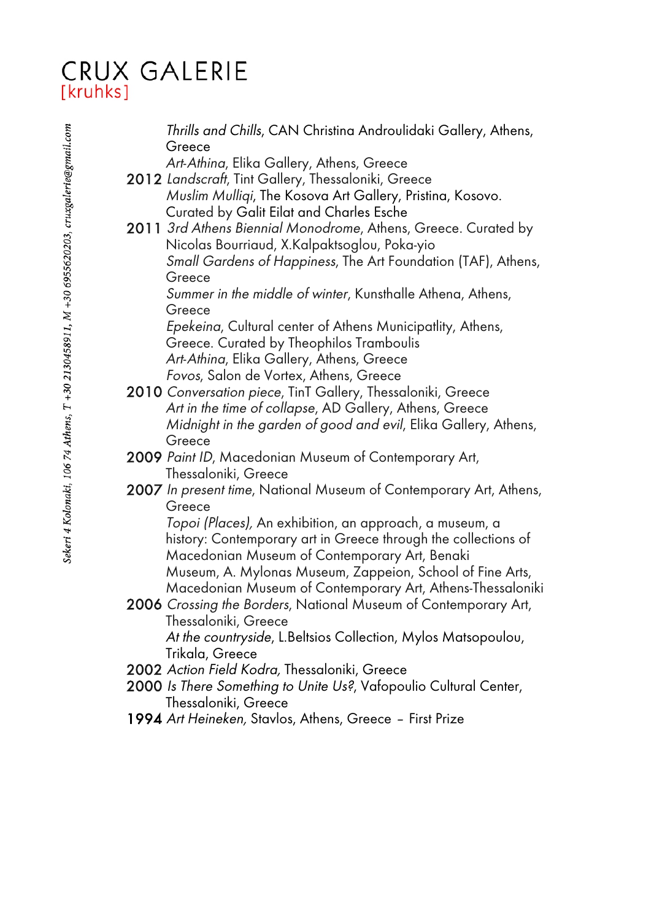*Thrills and Chills*, CAN Christina Androulidaki Gallery, Athens, Greece
*Art-Athina*, Elika Gallery, Athens, Greece

2012 *Landscraft*, Tint Gallery, Thessaloniki, Greece
*Muslim Mulliqi*, The Kosova Art Gallery, Pristina, Kosovo. Curated by Galit Eilat and Charles Esche

2011 *3rd Athens Biennial Monodrome*, Athens, Greece. Curated by Nicolas Bourriaud, X.Kalpaktsoglou, Poka-yio
*Small Gardens of Happiness*, The Art Foundation (TAF), Athens, Greece
*Summer in the middle of winter*, Kunsthalle Athena, Athens, Greece
*Epekeina*, Cultural center of Athens Municipatlity, Athens, Greece. Curated by Theophilos Tramboulis
*Art-Athina*, Elika Gallery, Athens, Greece
*Fovos*, Salon de Vortex, Athens, Greece

2010 *Conversation piece*, TinT Gallery, Thessaloniki, Greece
*Art in the time of collapse*, AD Gallery, Athens, Greece
*Midnight in the garden of good and evil*, Elika Gallery, Athens, Greece

2009 *Paint ID*, Macedonian Museum of Contemporary Art, Thessaloniki, Greece

2007 *In present time*, National Museum of Contemporary Art, Athens, Greece
*Topoi (Places),* An exhibition, an approach, a museum, a history: Contemporary art in Greece through the collections of Macedonian Museum of Contemporary Art, Benaki Museum, A. Mylonas Museum, Zappeion, School of Fine Arts, Macedonian Museum of Contemporary Art, Athens-Thessaloniki

2006 *Crossing the Borders*, National Museum of Contemporary Art, Thessaloniki, Greece
*At the countryside*, L.Beltsios Collection, Mylos Matsopoulou, Trikala, Greece

2002 *Action Field Kodra*, Thessaloniki, Greece

2000 *Is There Something to Unite Us?*, Vafopoulio Cultural Center, Thessaloniki, Greece

1994 *Art Heineken*, Stavlos, Athens, Greece – First Prize